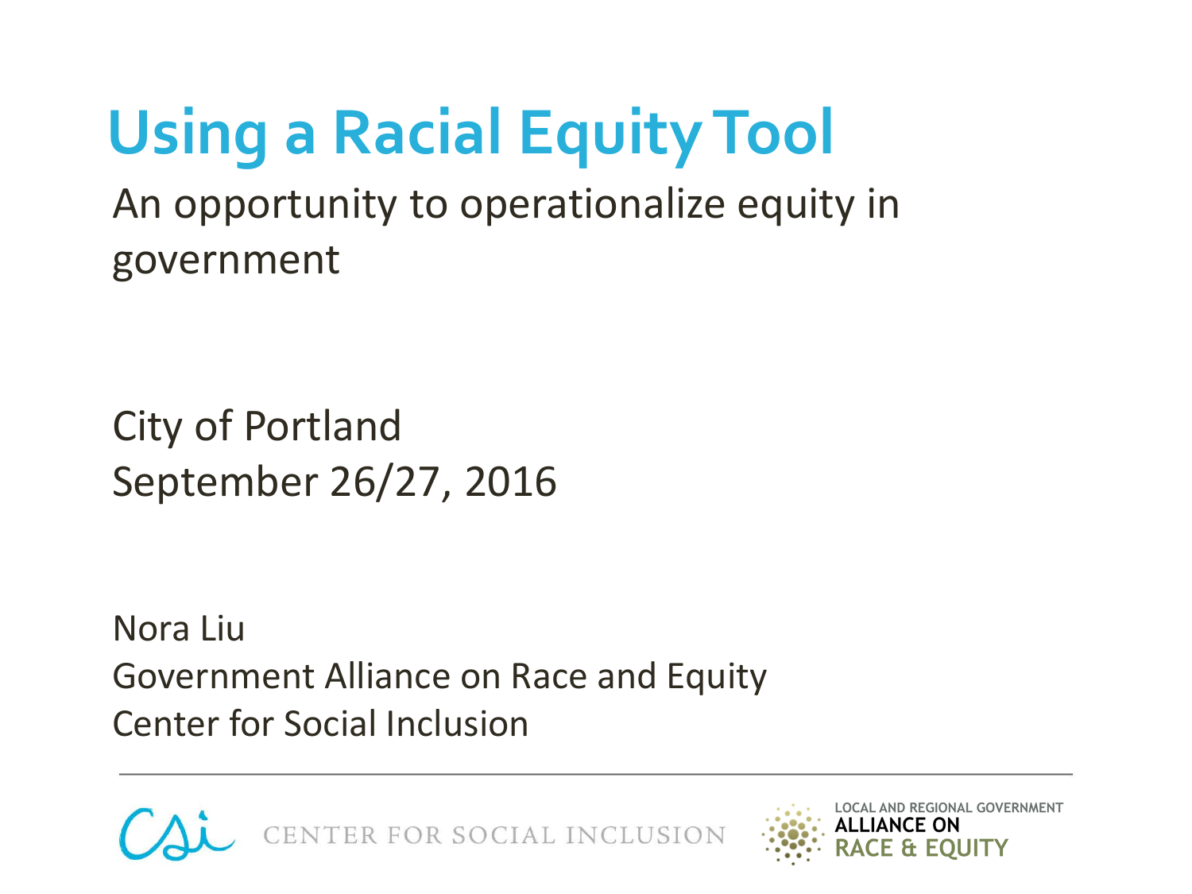# Using a Racial Equity Tool

An opportunity to operationalize equity in government

City of Portland
September 26/27, 2016

Nora Liu
Government Alliance on Race and Equity
Center for Social Inclusion

CENTER FOR SOCIAL INCLUSION

LOCAL AND REGIONAL GOVERNMENT
ALLIANCE ON
RACE & EQUITY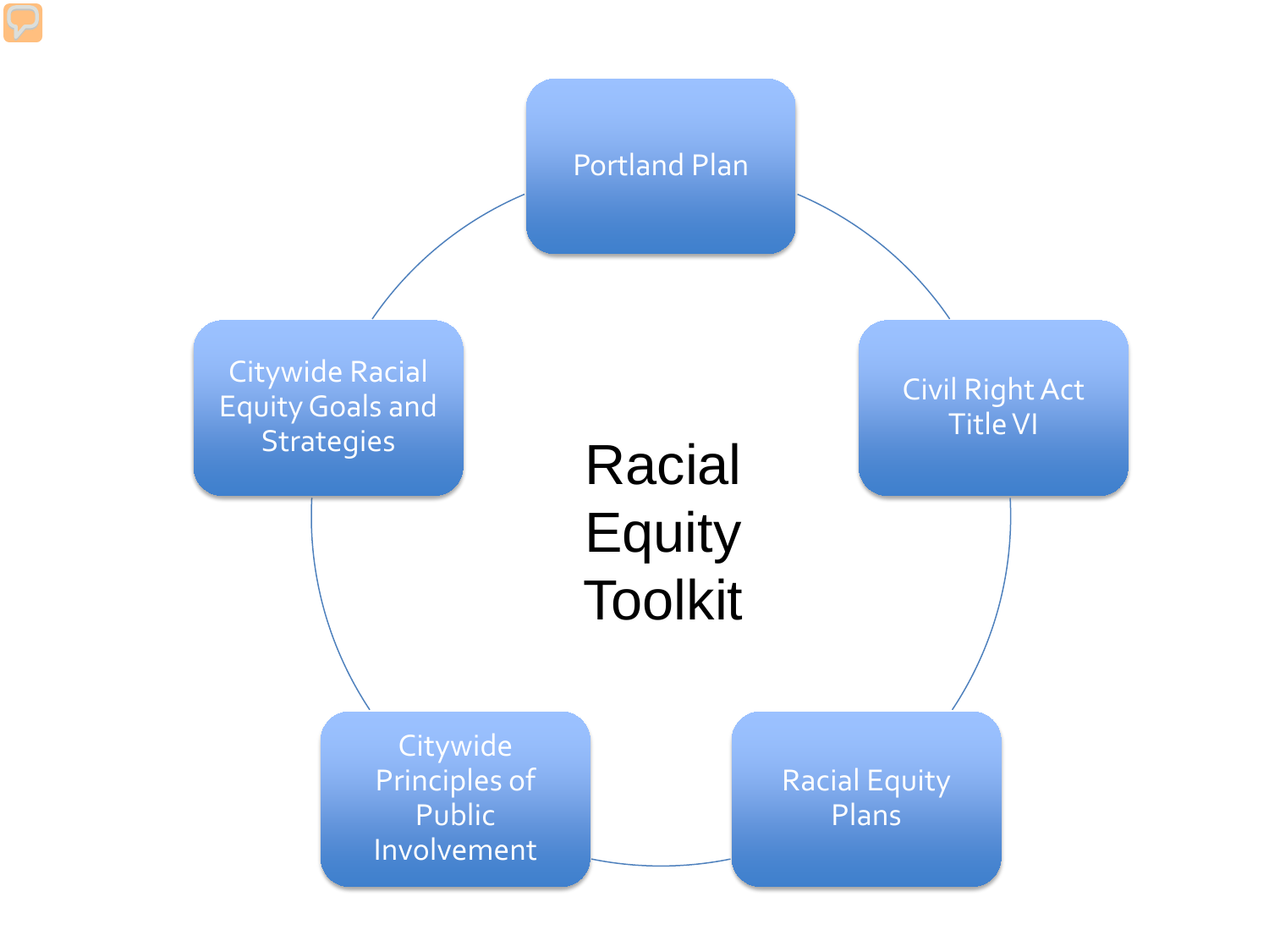# Racial Equity Toolkit

- Portland Plan
- Civil Right Act Title VI
- Racial Equity Plans
- Citywide Principles of Public Involvement
- Citywide Racial Equity Goals and Strategies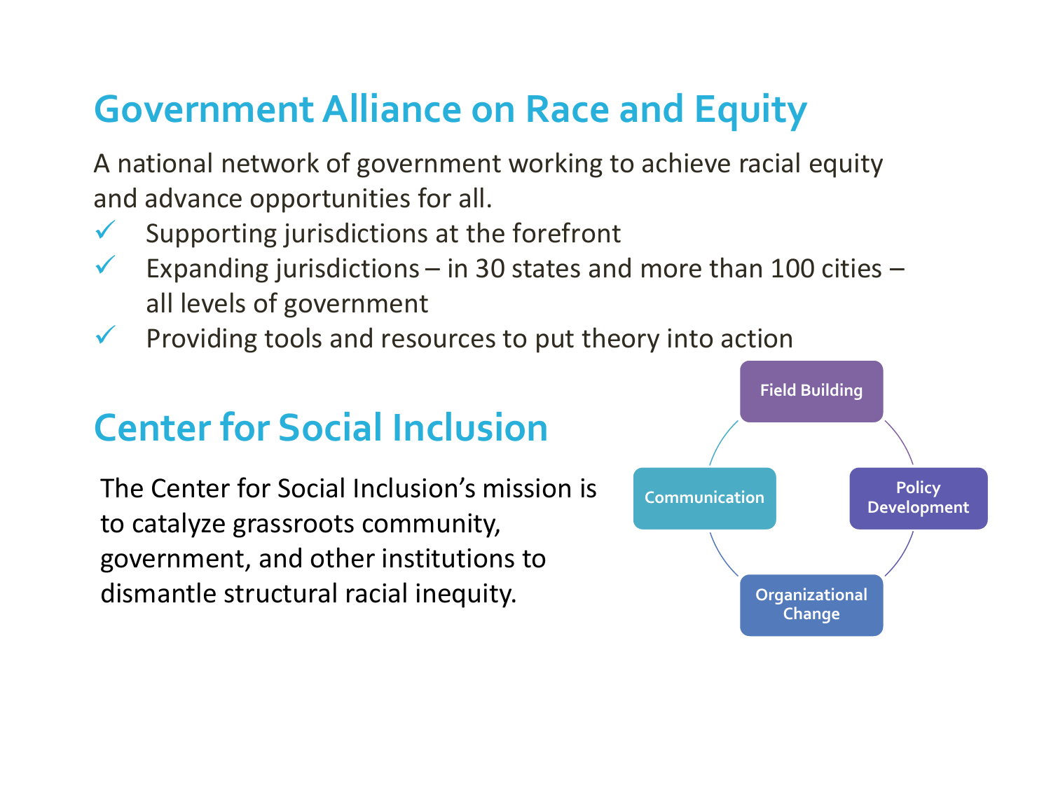## Government Alliance on Race and Equity

A national network of government working to achieve racial equity and advance opportunities for all.

- ✓ Supporting jurisdictions at the forefront
- ✓ Expanding jurisdictions – in 30 states and more than 100 cities – all levels of government
- ✓ Providing tools and resources to put theory into action

## Center for Social Inclusion

The Center for Social Inclusion's mission is to catalyze grassroots community, government, and other institutions to dismantle structural racial inequity.

- Field Building
- Policy Development
- Organizational Change
- Communication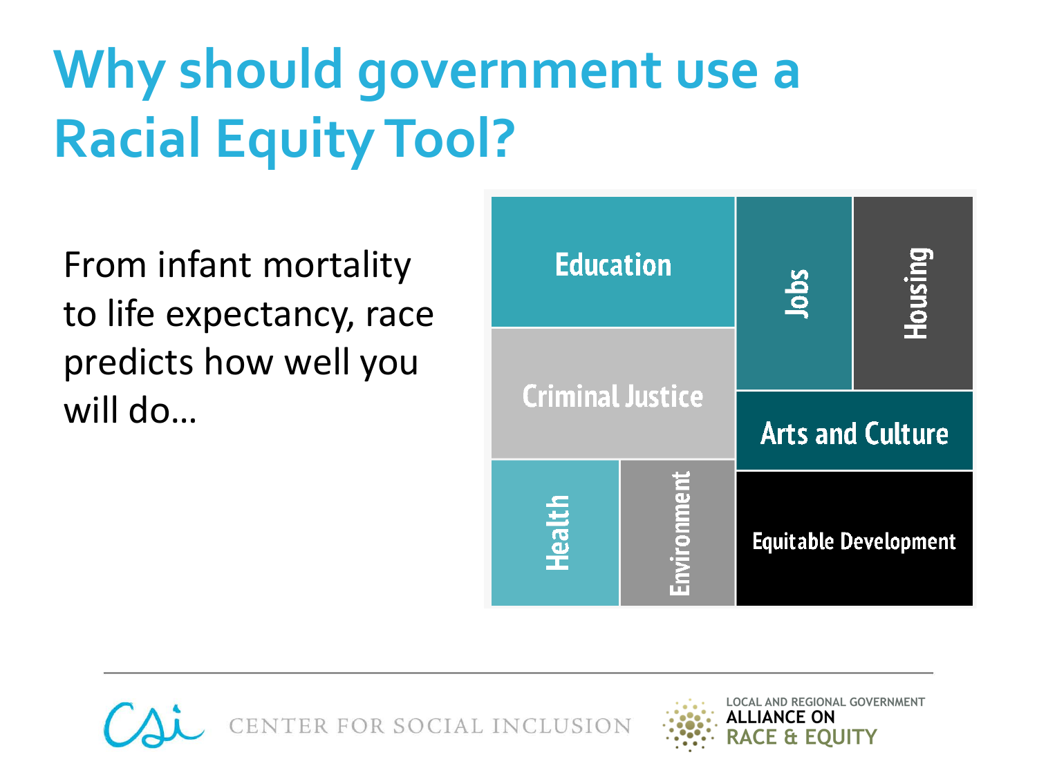# Why should government use a Racial Equity Tool?

From infant mortality to life expectancy, race predicts how well you will do…

- Education
- Jobs
- Housing
- Criminal Justice
- Arts and Culture
- Health
- Environment
- Equitable Development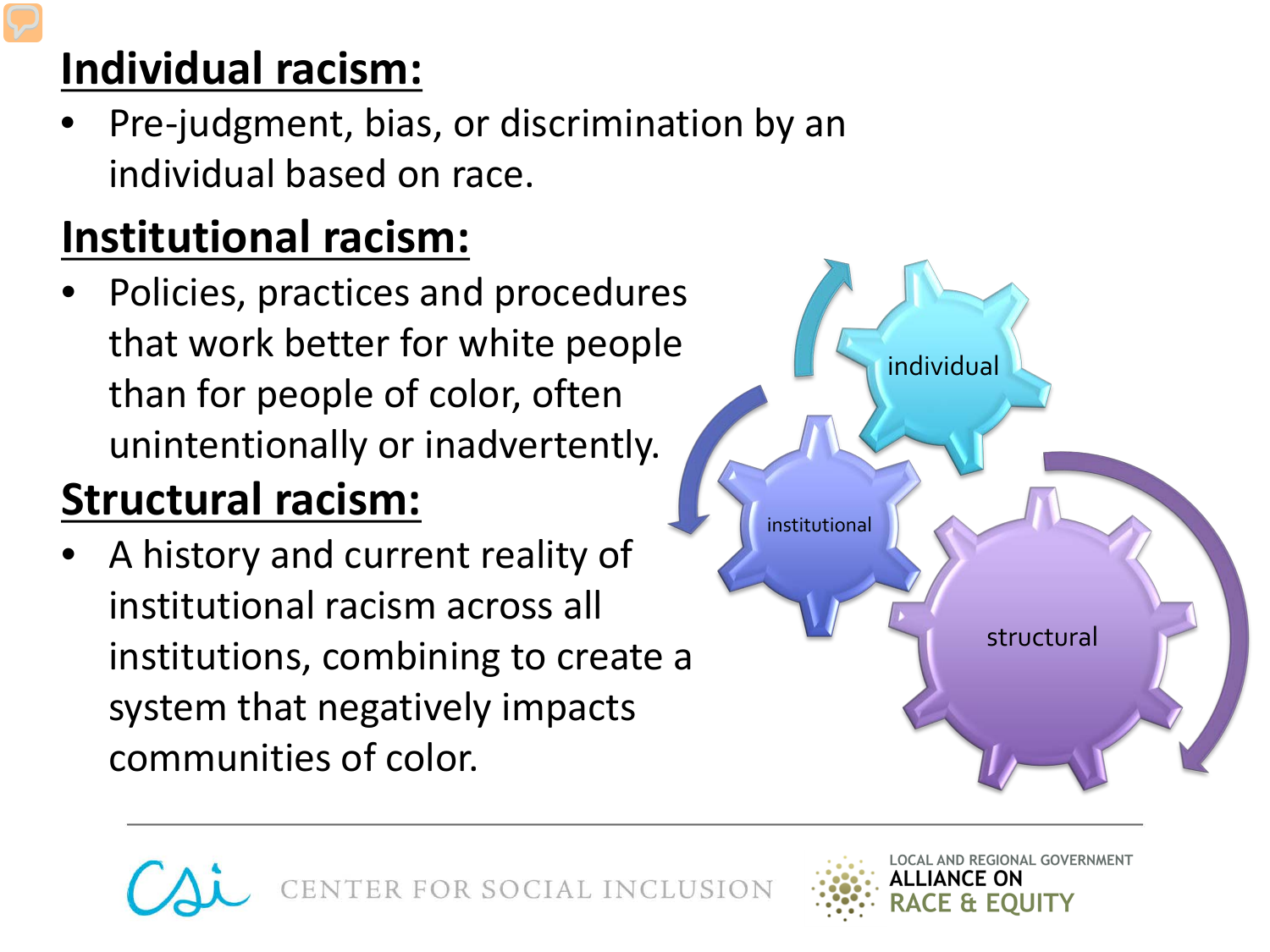## Individual racism:

- Pre-judgment, bias, or discrimination by an individual based on race.

## Institutional racism:

- Policies, practices and procedures that work better for white people than for people of color, often unintentionally or inadvertently.

## Structural racism:

- A history and current reality of institutional racism across all institutions, combining to create a system that negatively impacts communities of color.

individual

institutional

structural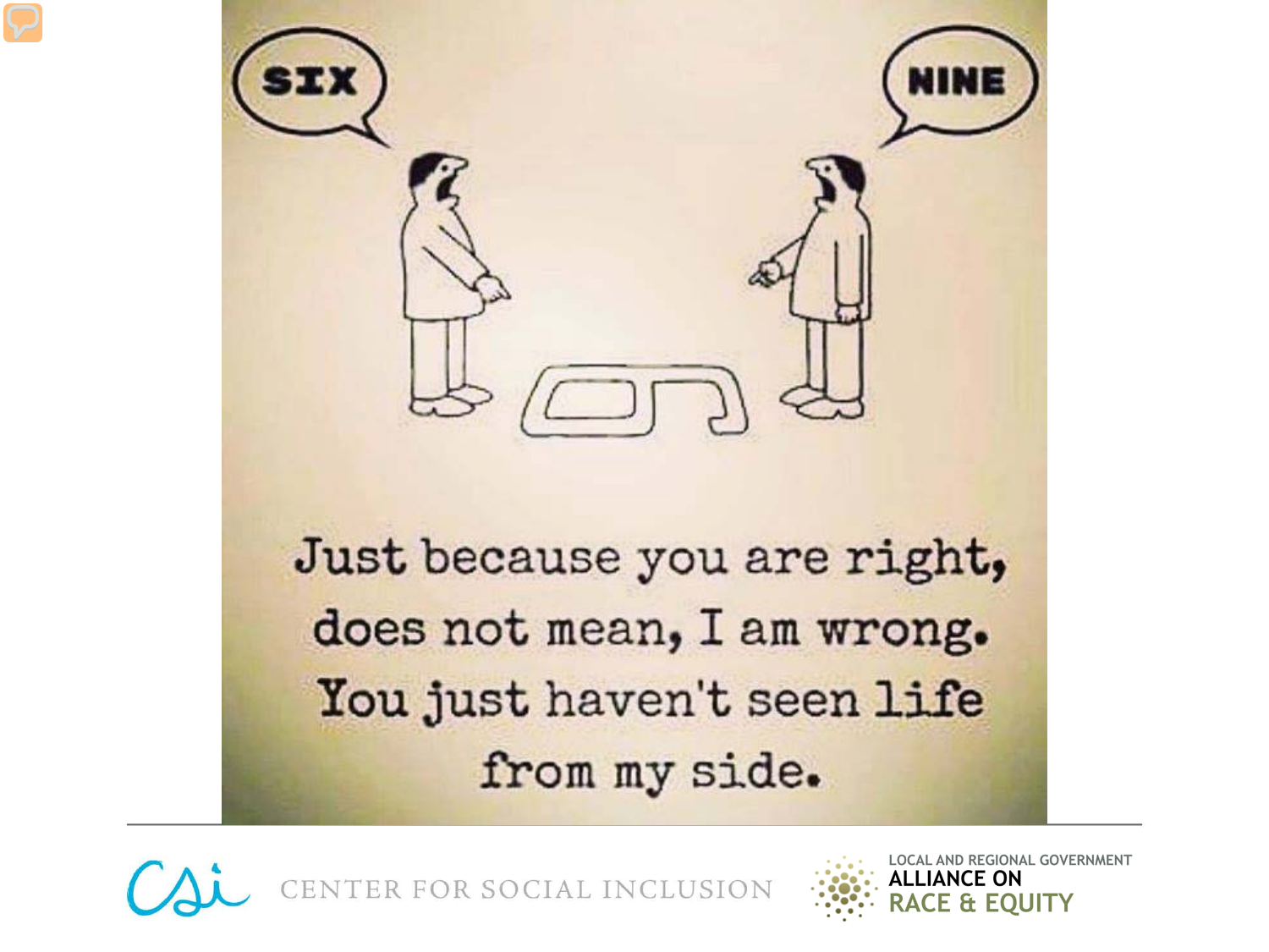SIX

NINE

Just because you are right, does not mean, I am wrong. You just haven't seen life from my side.

CENTER FOR SOCIAL INCLUSION

LOCAL AND REGIONAL GOVERNMENT ALLIANCE ON RACE & EQUITY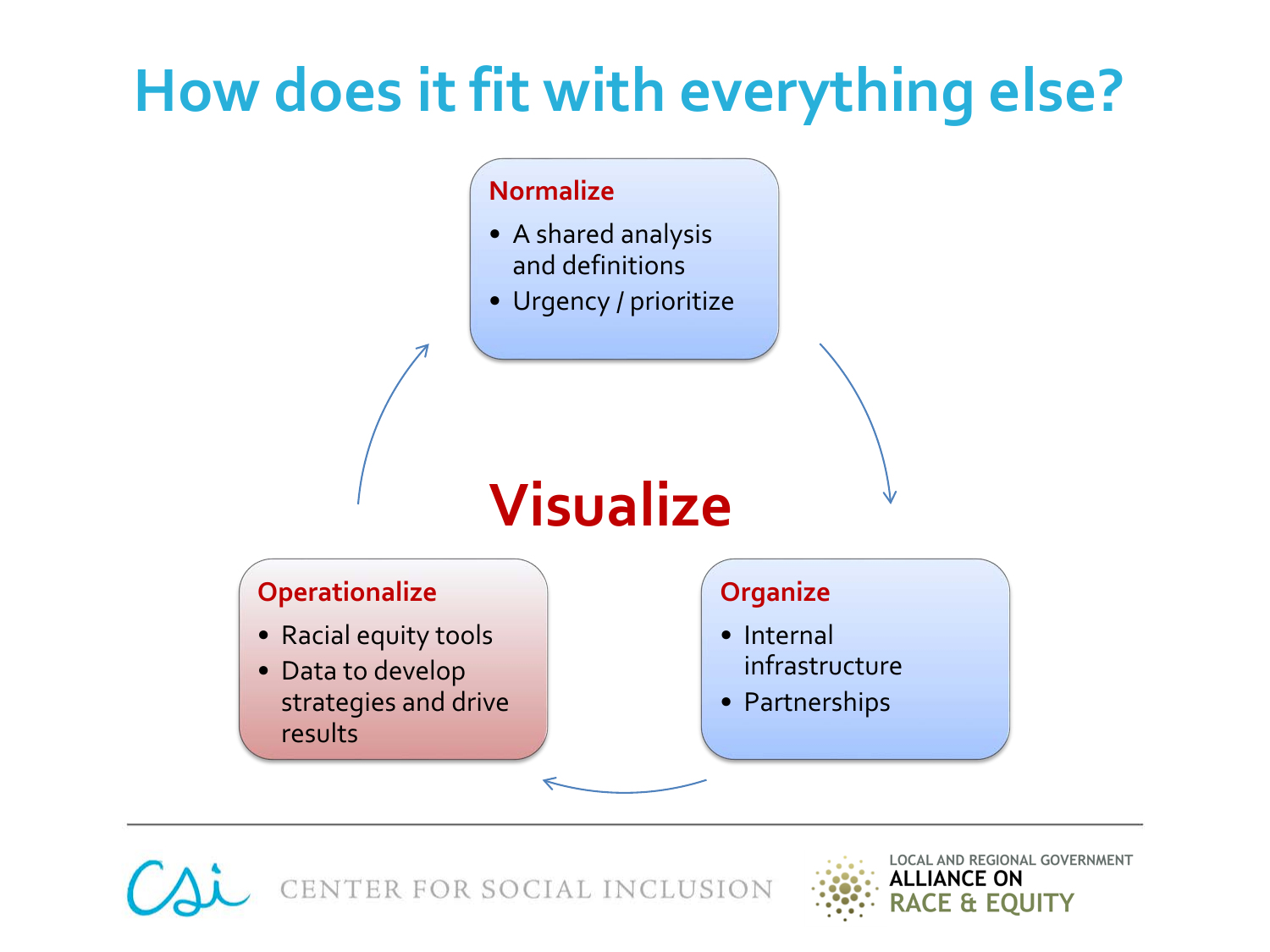# How does it fit with everything else?

**Normalize**

- A shared analysis and definitions
- Urgency / prioritize

**Organize**

- Internal infrastructure
- Partnerships

**Operationalize**

- Racial equity tools
- Data to develop strategies and drive results

**Visualize**

CENTER FOR SOCIAL INCLUSION

LOCAL AND REGIONAL GOVERNMENT ALLIANCE ON RACE & EQUITY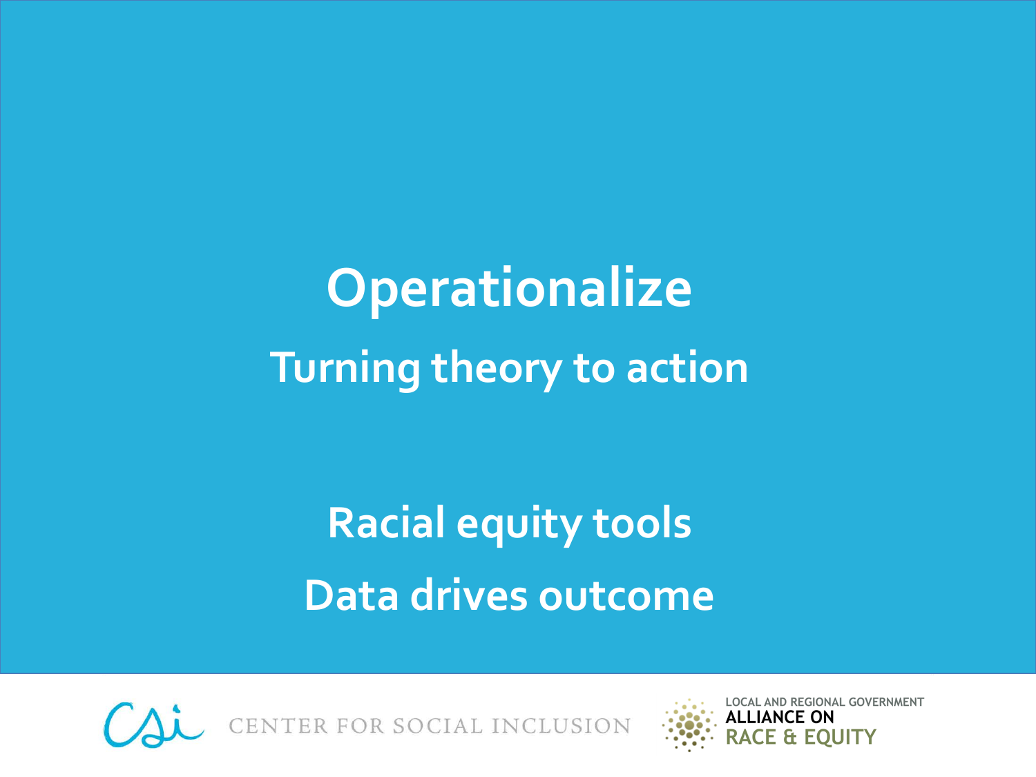# Operationalize

## Turning theory to action

## Racial equity tools

## Data drives outcome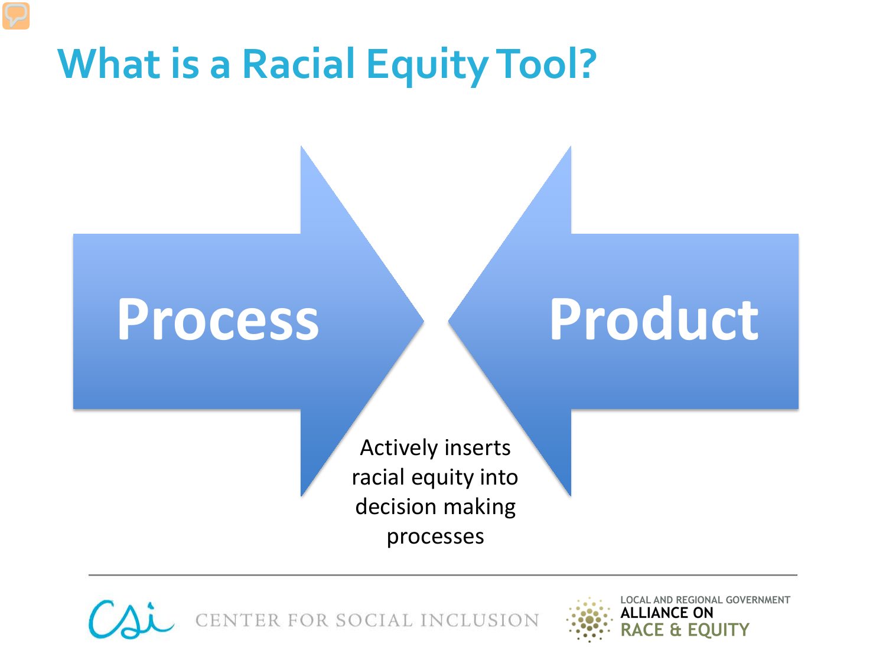# What is a Racial Equity Tool?

Process

Product

Actively inserts racial equity into decision making processes

CENTER FOR SOCIAL INCLUSION

LOCAL AND REGIONAL GOVERNMENT ALLIANCE ON RACE & EQUITY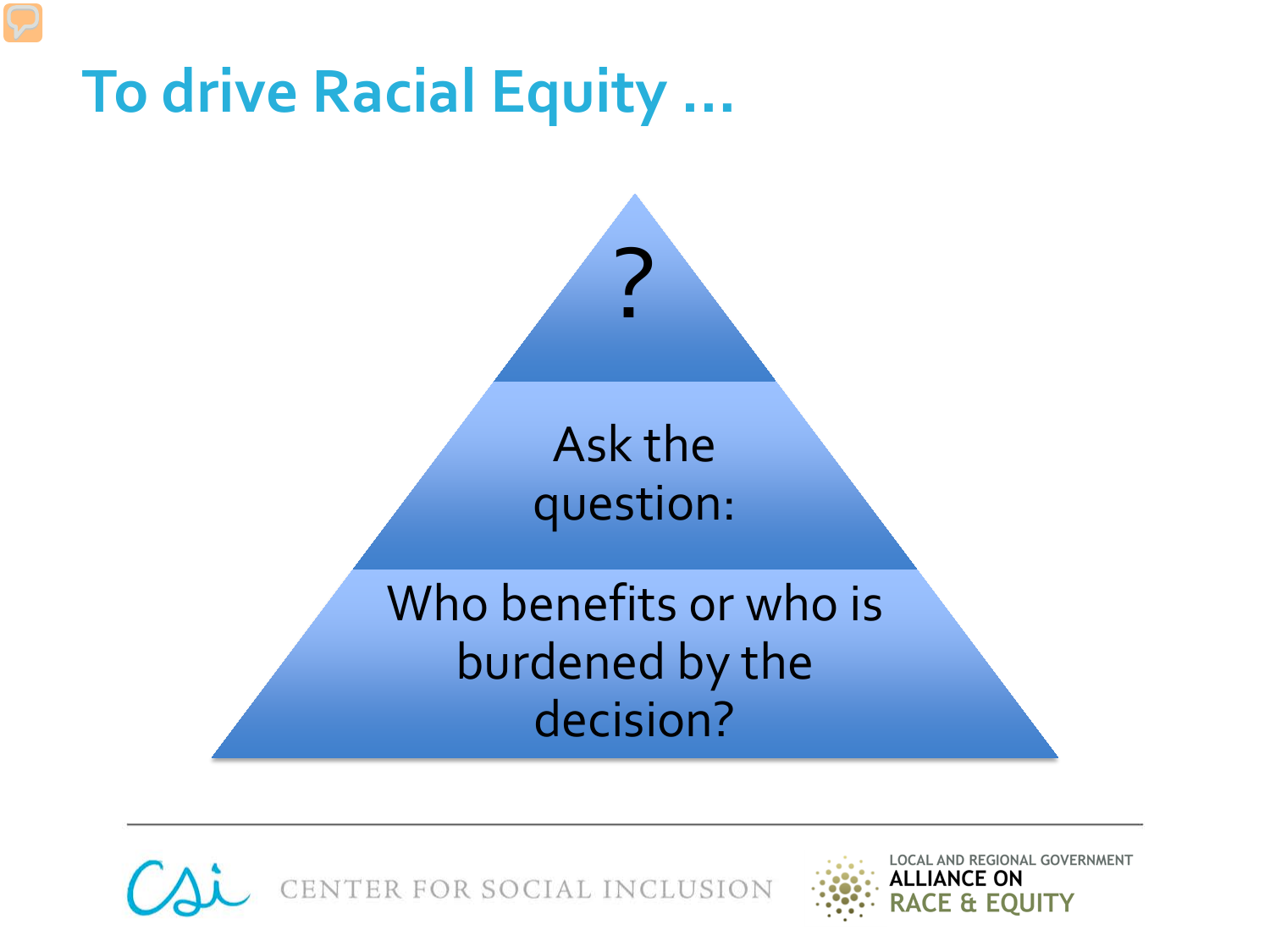# To drive Racial Equity …

?

Ask the question:

Who benefits or who is burdened by the decision?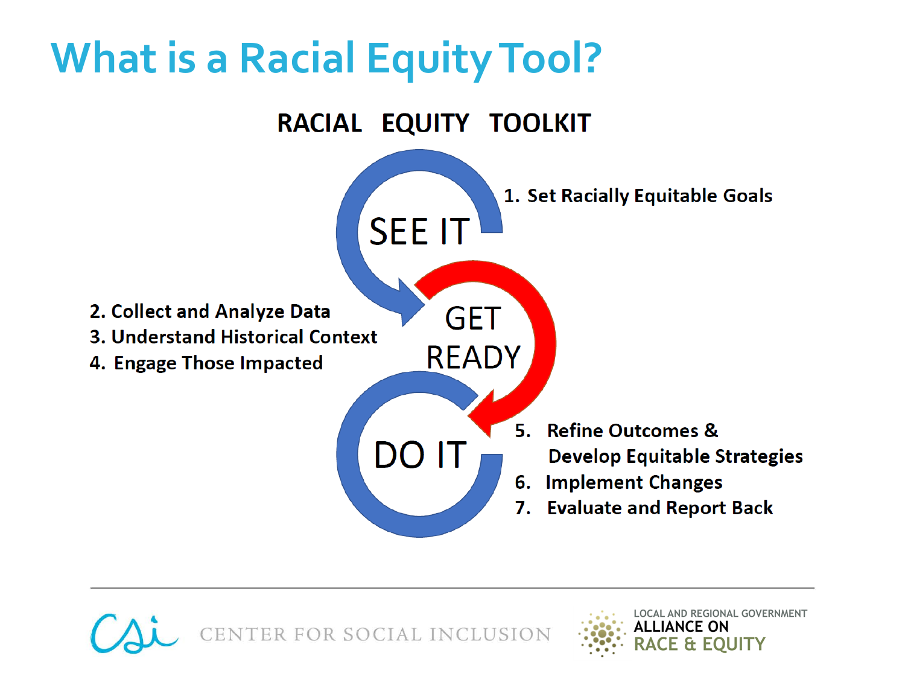# What is a Racial Equity Tool?

**RACIAL EQUITY TOOLKIT**

SEE IT

1. Set Racially Equitable Goals

GET READY

2. Collect and Analyze Data
3. Understand Historical Context
4. Engage Those Impacted

DO IT

5. Refine Outcomes & Develop Equitable Strategies
6. Implement Changes
7. Evaluate and Report Back

CENTER FOR SOCIAL INCLUSION

LOCAL AND REGIONAL GOVERNMENT ALLIANCE ON RACE & EQUITY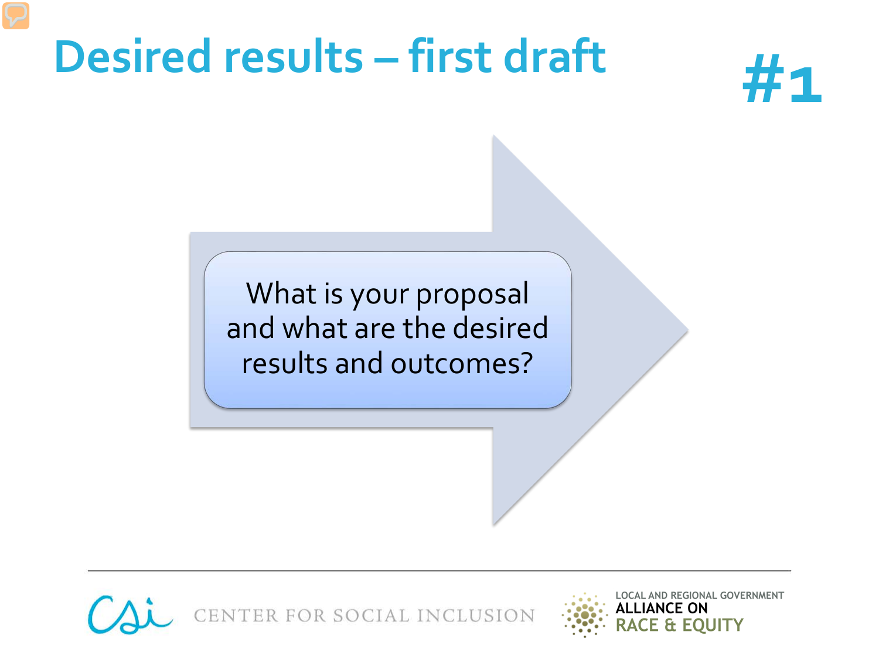# Desired results – first draft

**#1**

What is your proposal and what are the desired results and outcomes?

CENTER FOR SOCIAL INCLUSION

LOCAL AND REGIONAL GOVERNMENT ALLIANCE ON RACE & EQUITY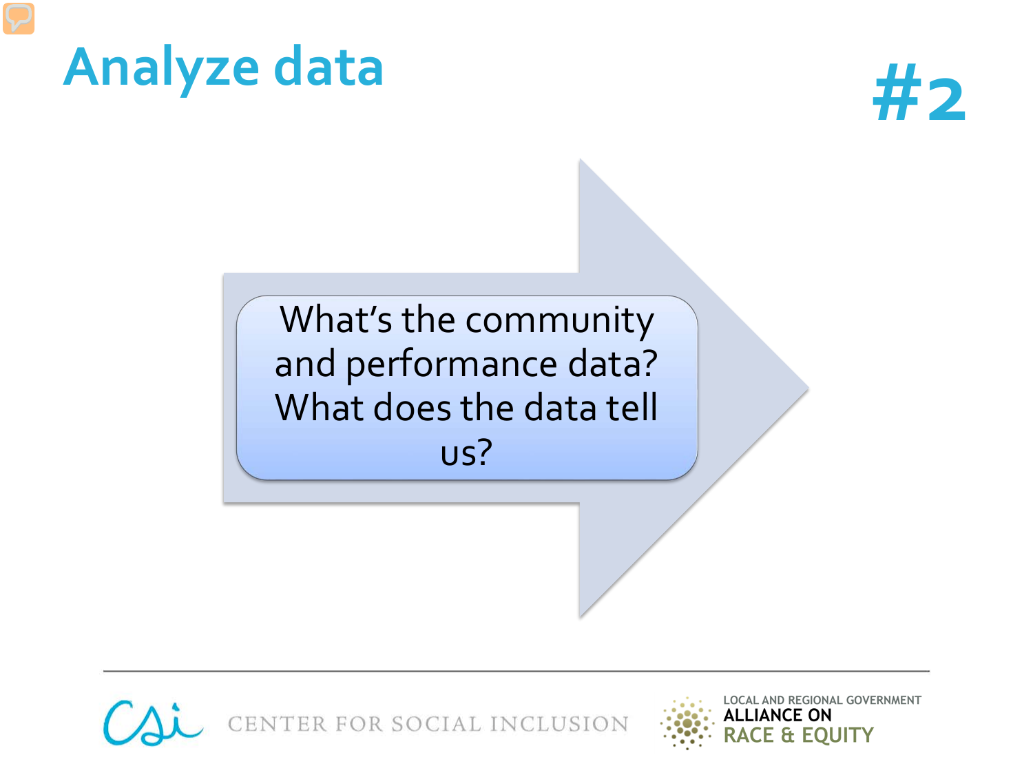# Analyze data

#2

What's the community and performance data? What does the data tell us?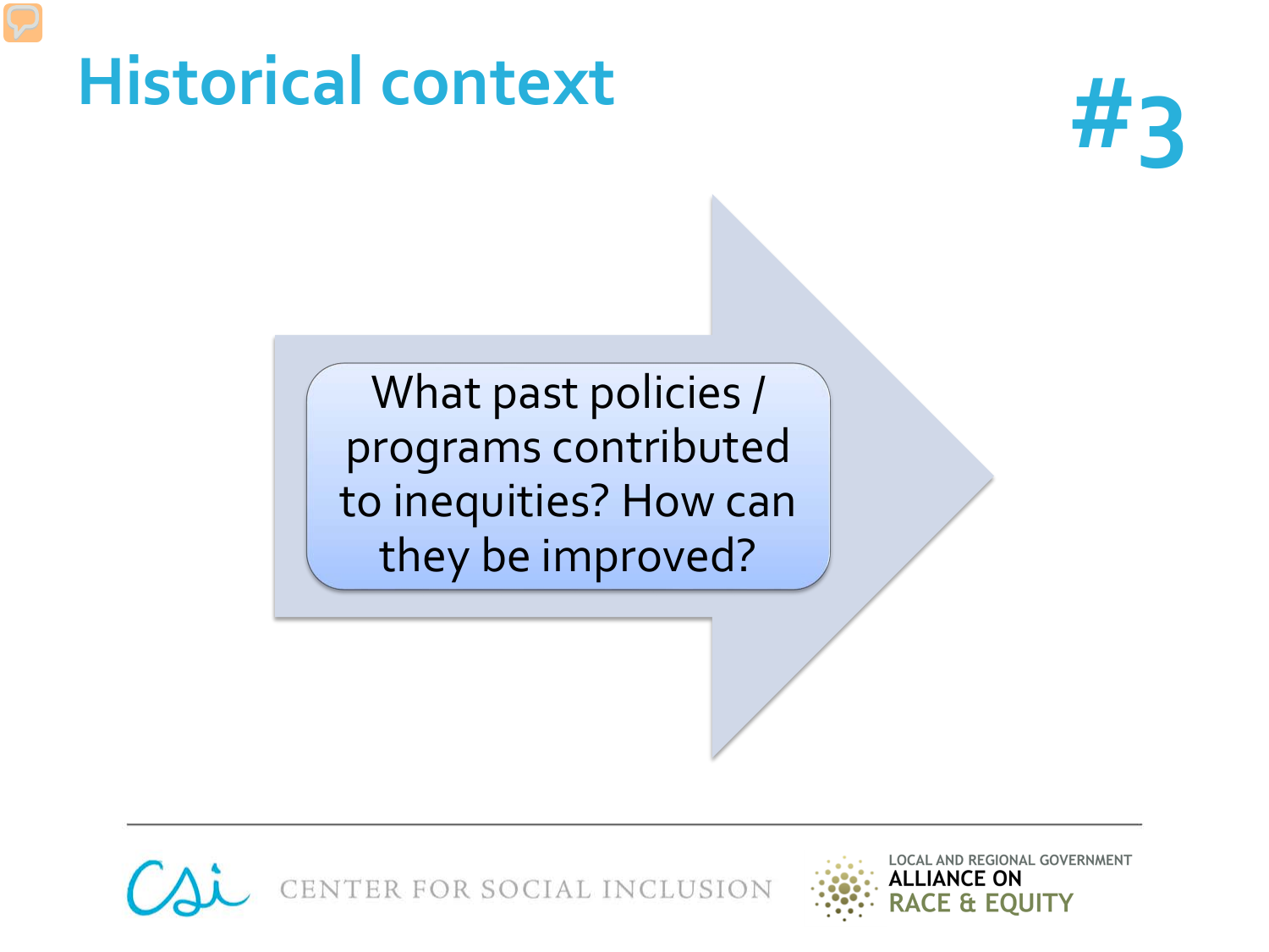# Historical context

**#3**

What past policies / programs contributed to inequities? How can they be improved?

CSI CENTER FOR SOCIAL INCLUSION

LOCAL AND REGIONAL GOVERNMENT ALLIANCE ON RACE & EQUITY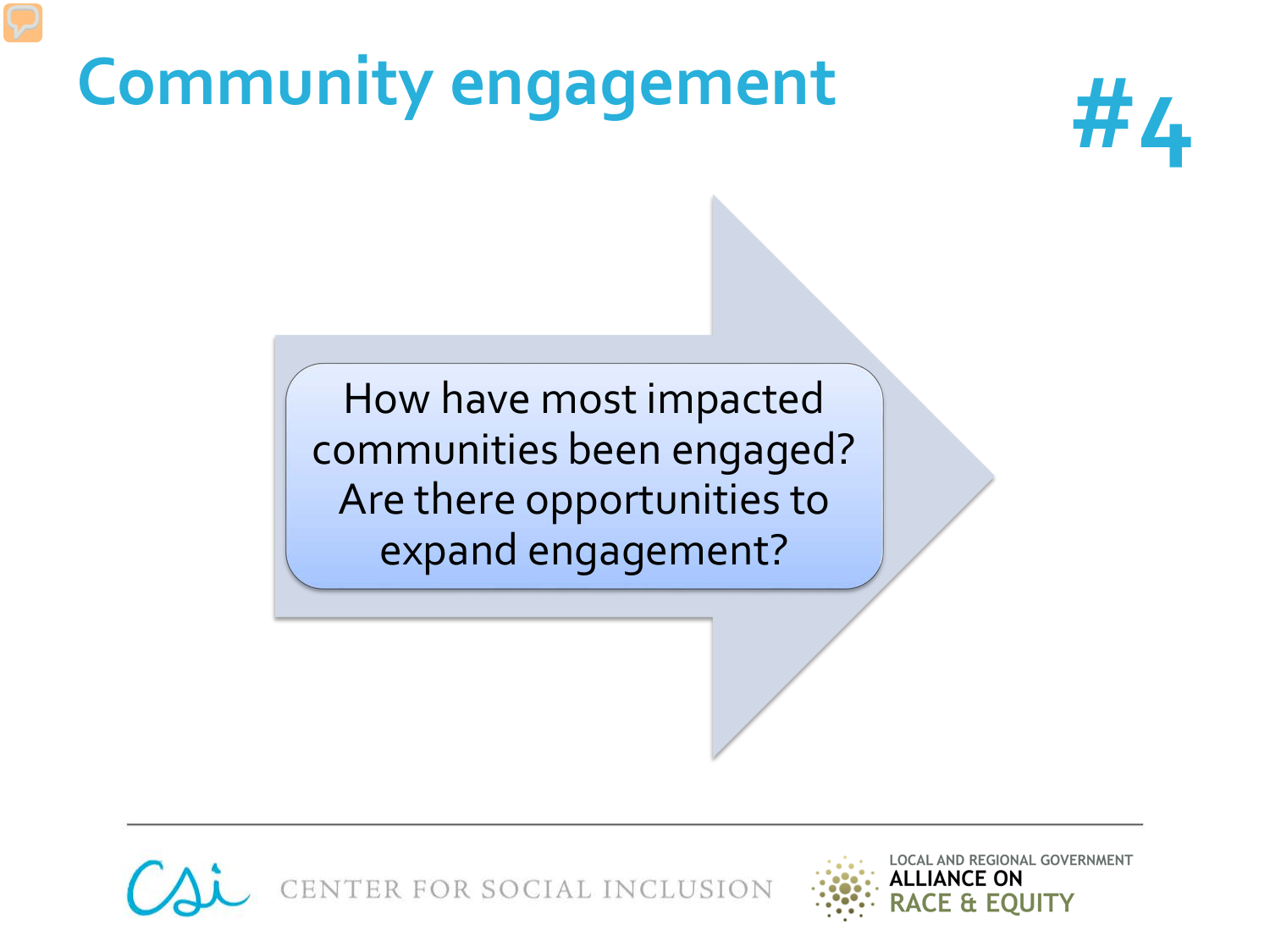# Community engagement

#4

How have most impacted communities been engaged? Are there opportunities to expand engagement?

CENTER FOR SOCIAL INCLUSION

LOCAL AND REGIONAL GOVERNMENT ALLIANCE ON RACE & EQUITY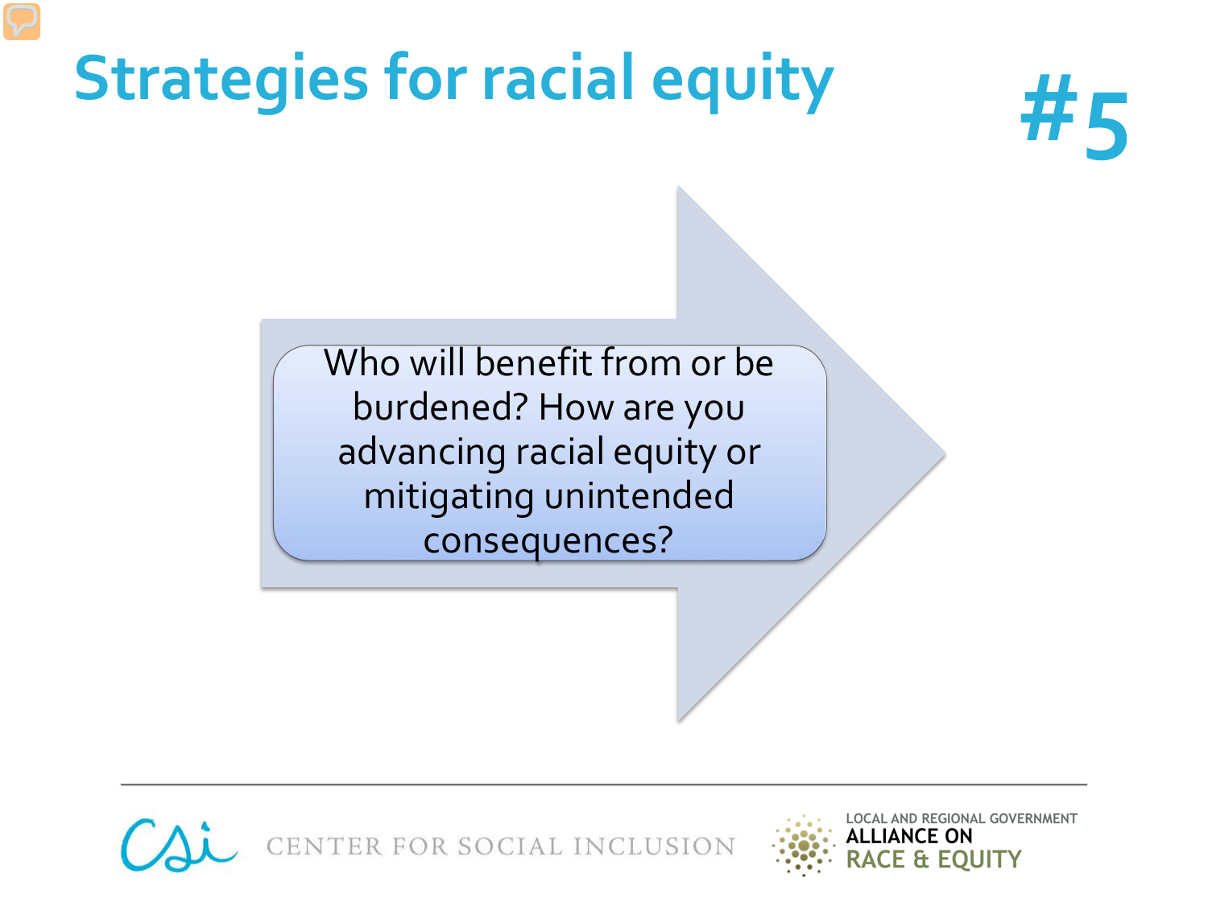# Strategies for racial equity

**#5**

Who will benefit from or be burdened? How are you advancing racial equity or mitigating unintended consequences?

CENTER FOR SOCIAL INCLUSION

LOCAL AND REGIONAL GOVERNMENT ALLIANCE ON RACE & EQUITY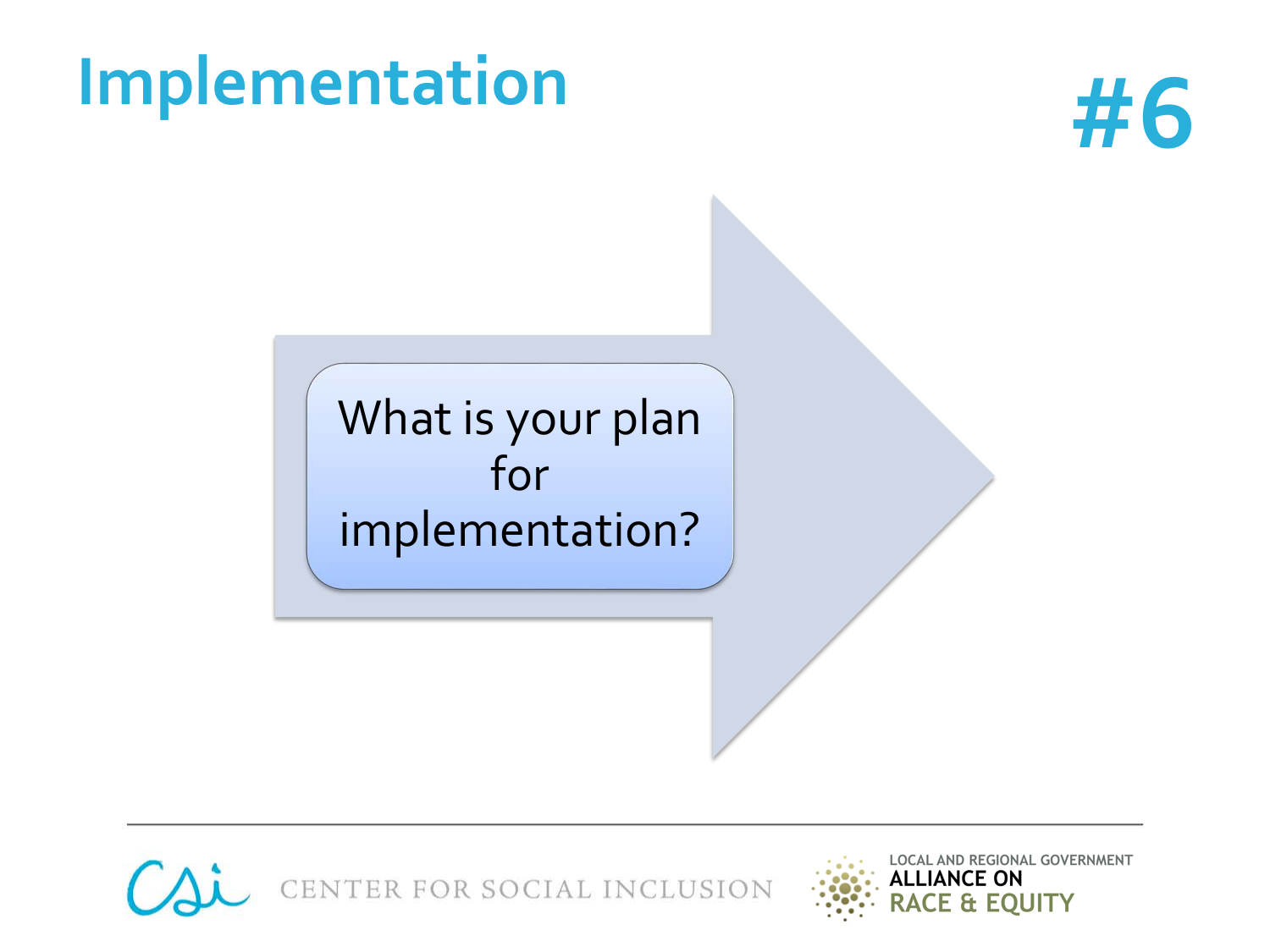# Implementation

## #6

What is your plan for implementation?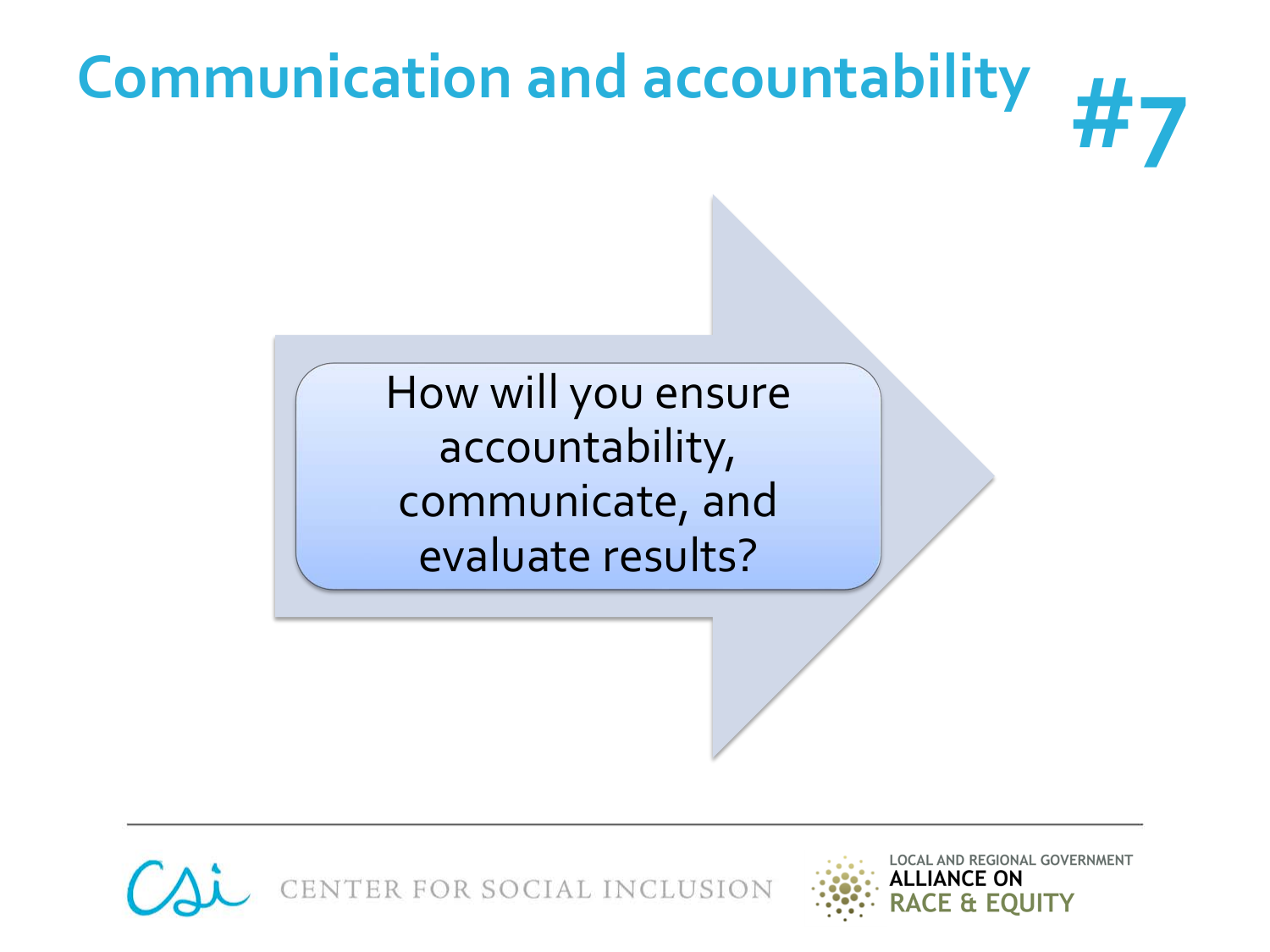# Communication and accountability #7

How will you ensure accountability, communicate, and evaluate results?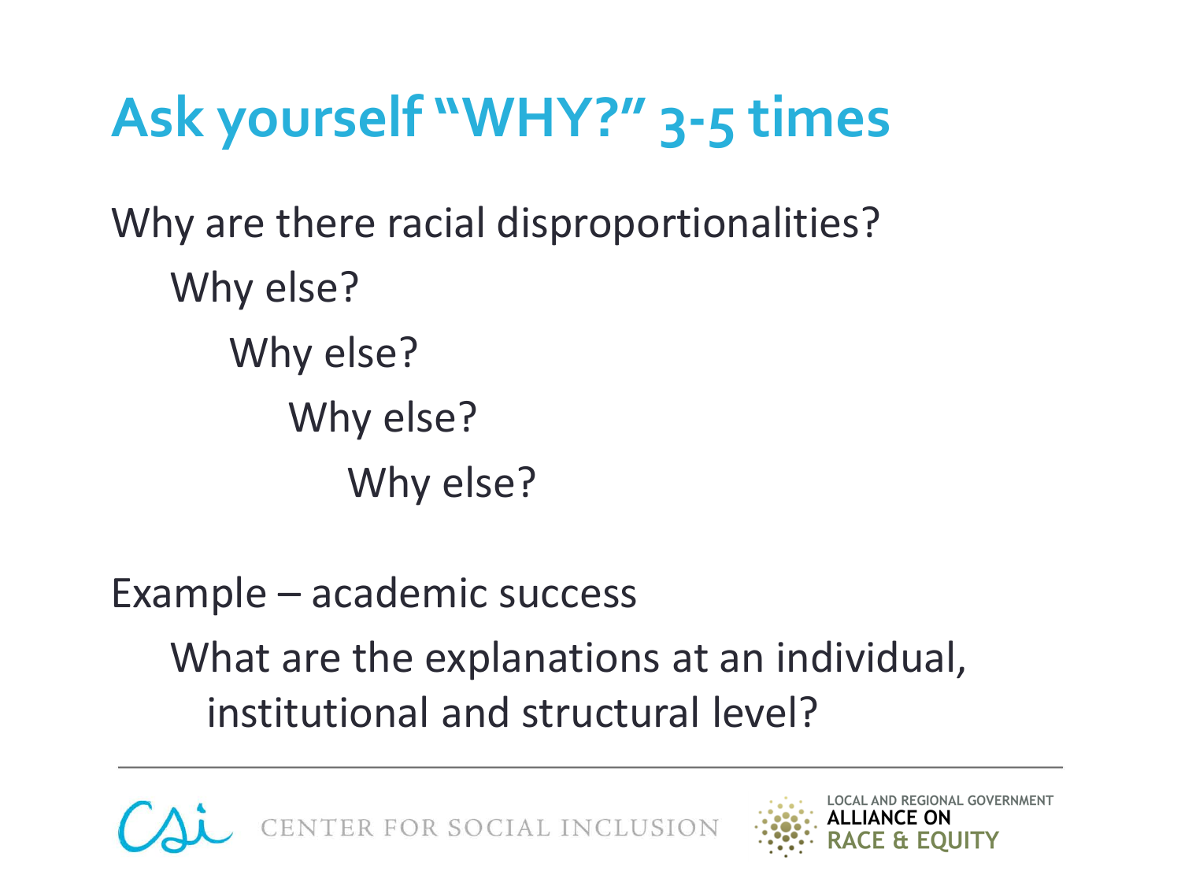# Ask yourself "WHY?" 3-5 times

Why are there racial disproportionalities?

- Why else?
  - Why else?
    - Why else?
      - Why else?

Example – academic success

- What are the explanations at an individual, institutional and structural level?

CENTER FOR SOCIAL INCLUSION

LOCAL AND REGIONAL GOVERNMENT ALLIANCE ON RACE & EQUITY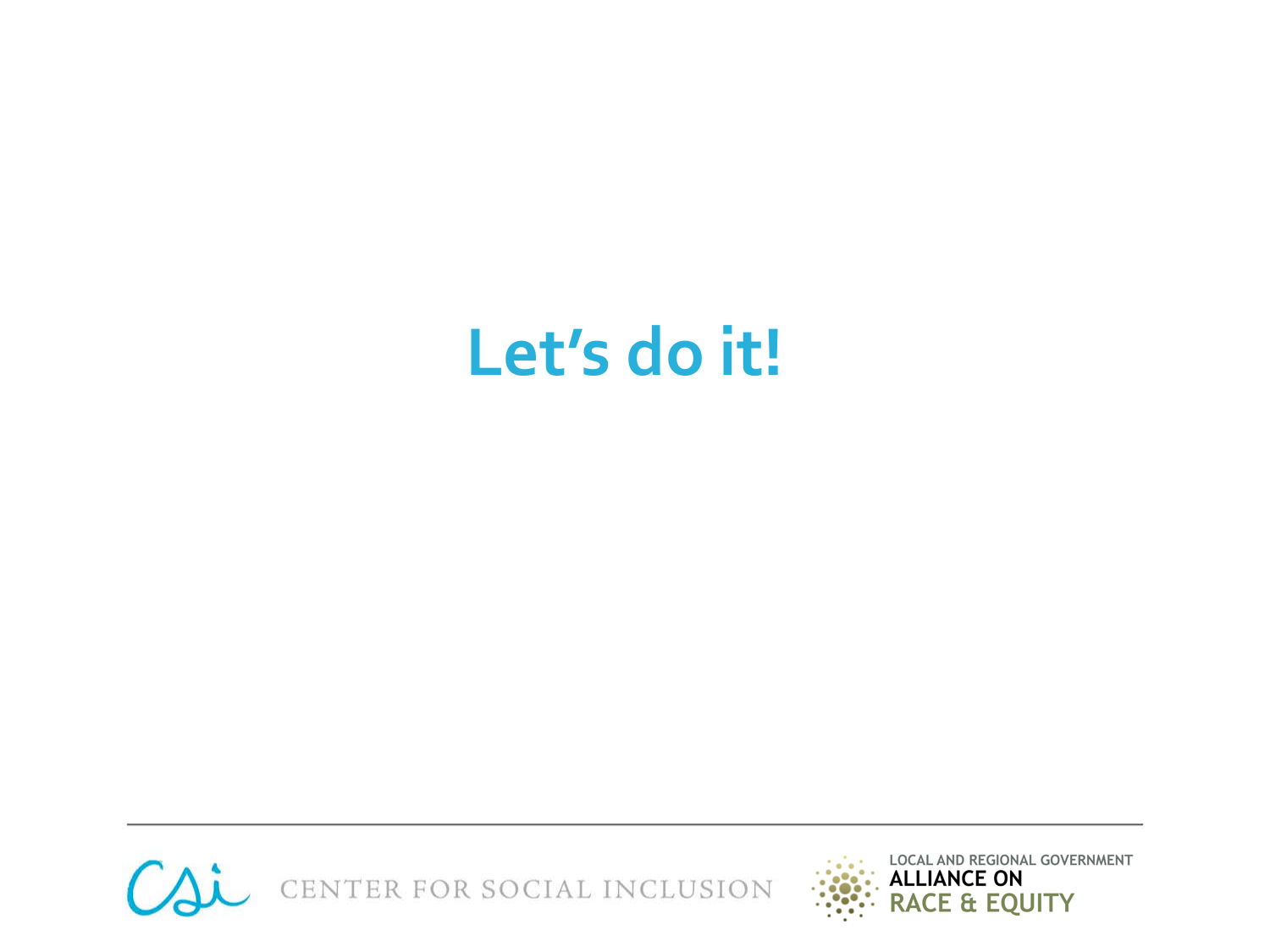# Let's do it!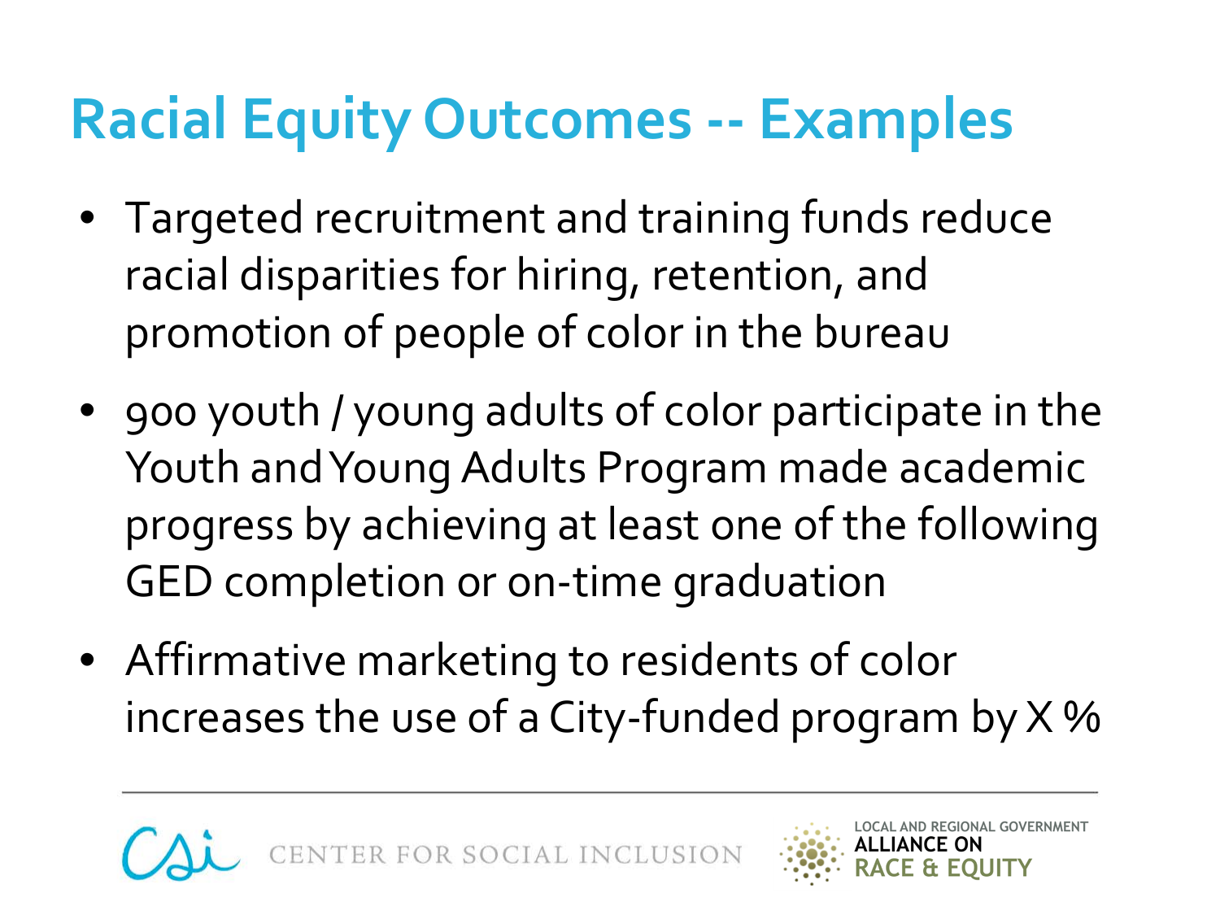# Racial Equity Outcomes -- Examples

- Targeted recruitment and training funds reduce racial disparities for hiring, retention, and promotion of people of color in the bureau
- 900 youth / young adults of color participate in the Youth and Young Adults Program made academic progress by achieving at least one of the following GED completion or on-time graduation
- Affirmative marketing to residents of color increases the use of a City-funded program by X %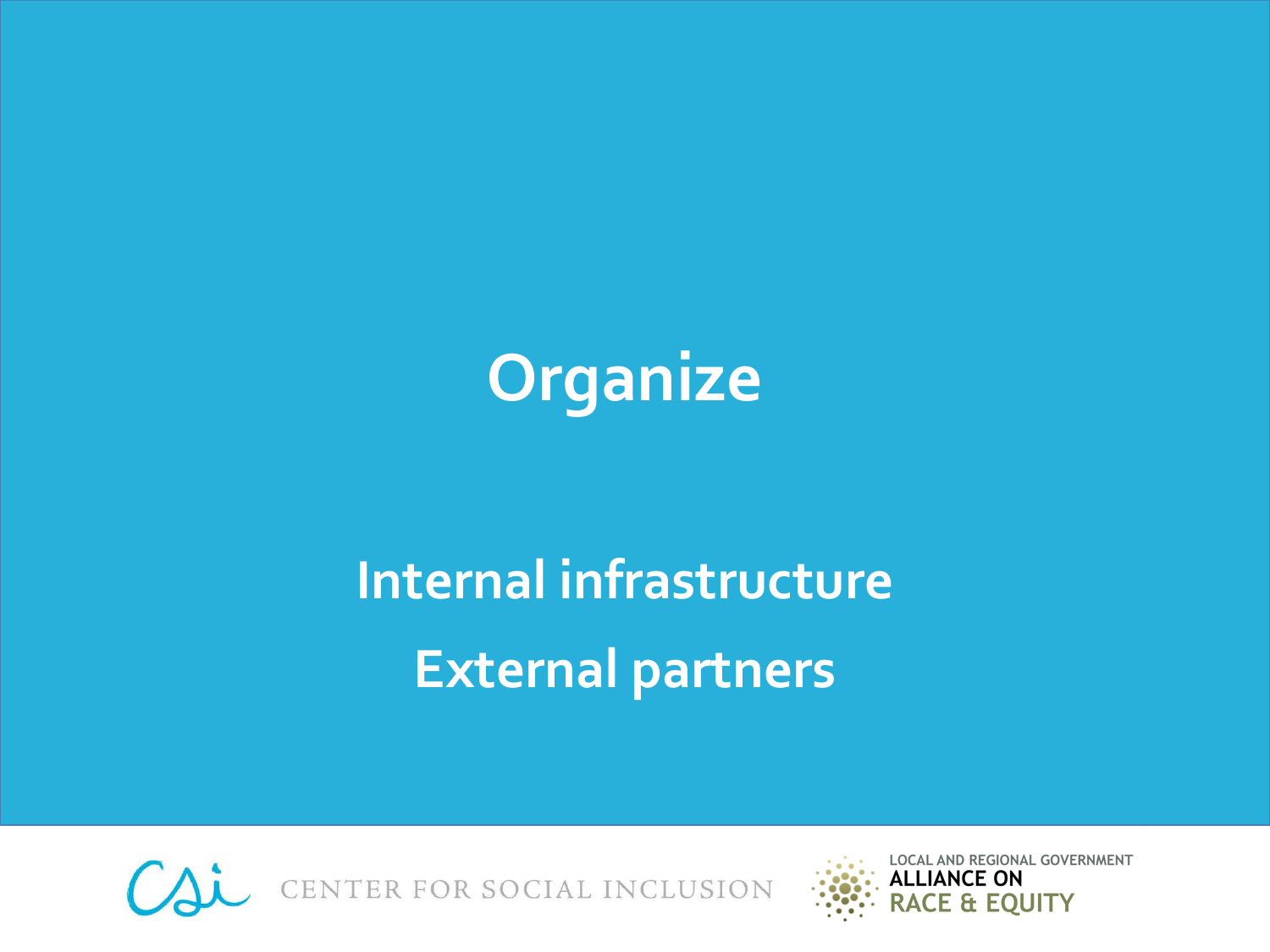# Organize

**Internal infrastructure**

**External partners**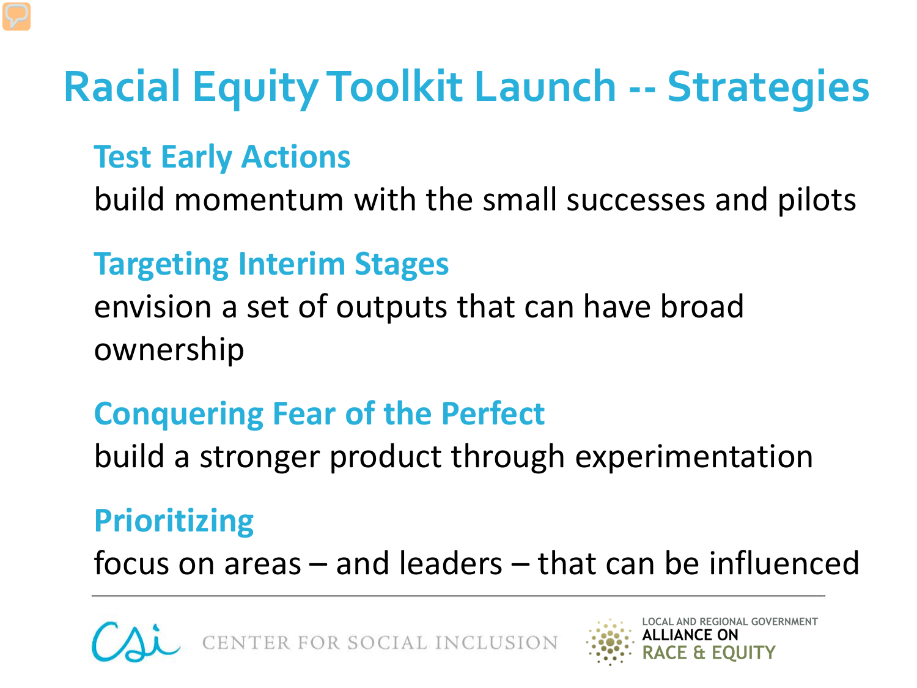# Racial Equity Toolkit Launch -- Strategies

**Test Early Actions**

build momentum with the small successes and pilots

**Targeting Interim Stages**

envision a set of outputs that can have broad ownership

**Conquering Fear of the Perfect**

build a stronger product through experimentation

**Prioritizing**

focus on areas – and leaders – that can be influenced

CENTER FOR SOCIAL INCLUSION

LOCAL AND REGIONAL GOVERNMENT ALLIANCE ON RACE & EQUITY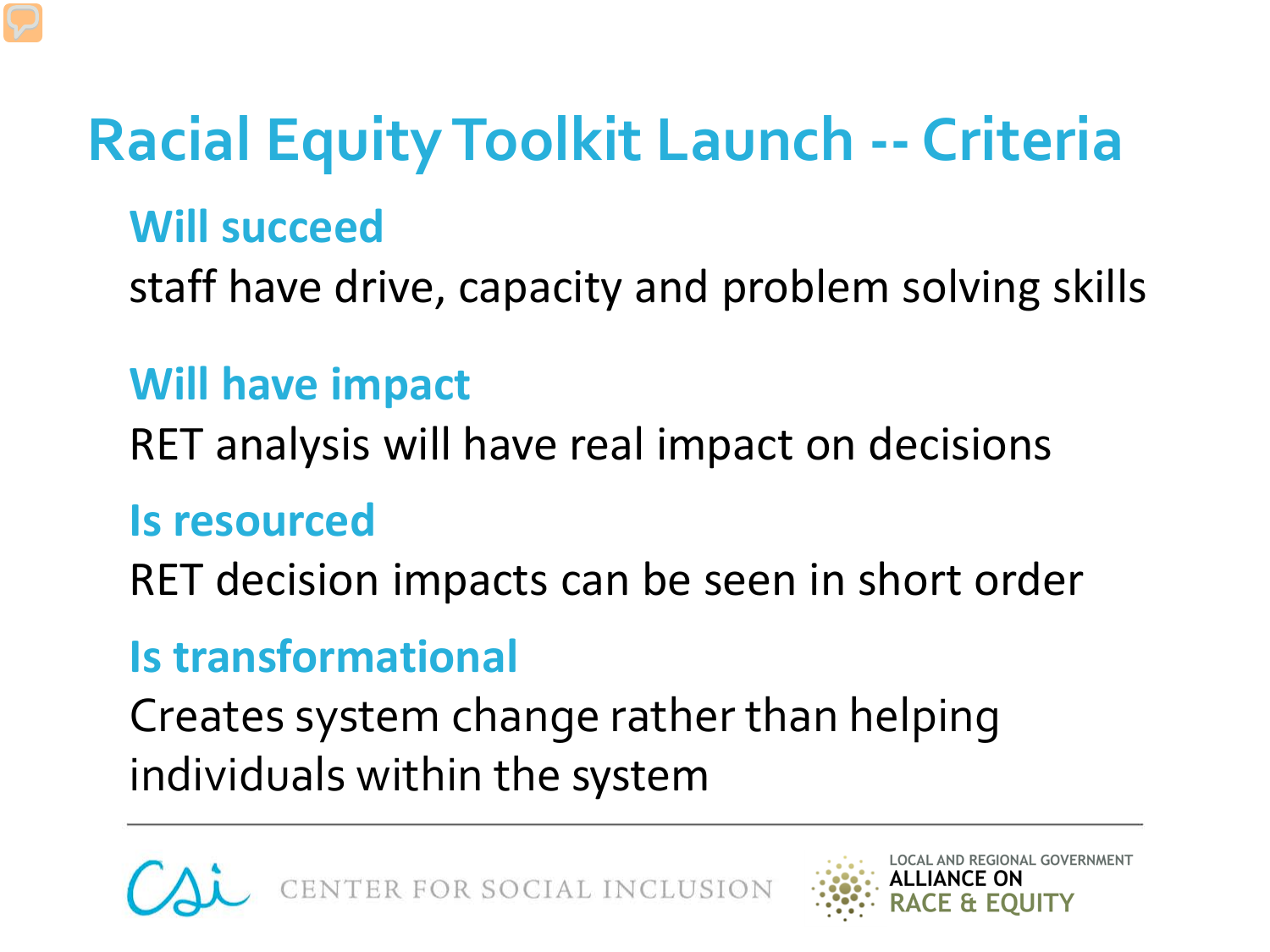# Racial Equity Toolkit Launch -- Criteria

## Will succeed

staff have drive, capacity and problem solving skills

## Will have impact

RET analysis will have real impact on decisions

## Is resourced

RET decision impacts can be seen in short order

## Is transformational

Creates system change rather than helping individuals within the system

CENTER FOR SOCIAL INCLUSION

LOCAL AND REGIONAL GOVERNMENT ALLIANCE ON RACE & EQUITY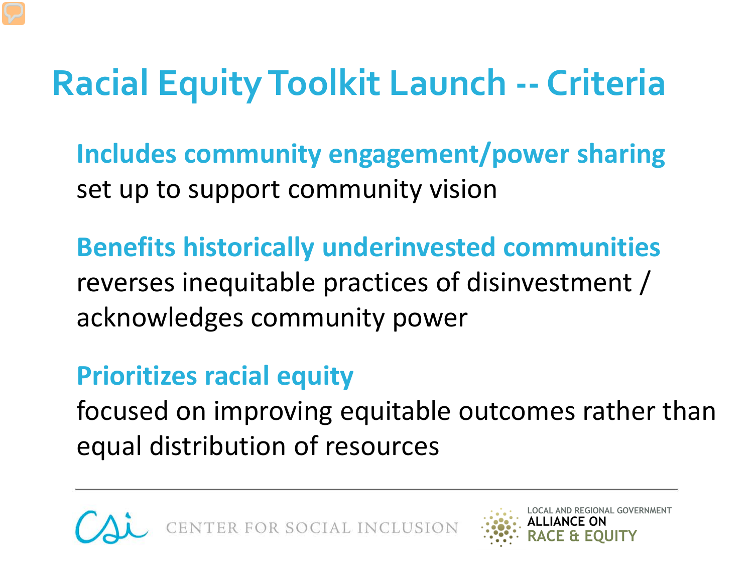# Racial Equity Toolkit Launch -- Criteria

**Includes community engagement/power sharing**
set up to support community vision

**Benefits historically underinvested communities**
reverses inequitable practices of disinvestment / acknowledges community power

**Prioritizes racial equity**
focused on improving equitable outcomes rather than equal distribution of resources

CENTER FOR SOCIAL INCLUSION

LOCAL AND REGIONAL GOVERNMENT ALLIANCE ON RACE & EQUITY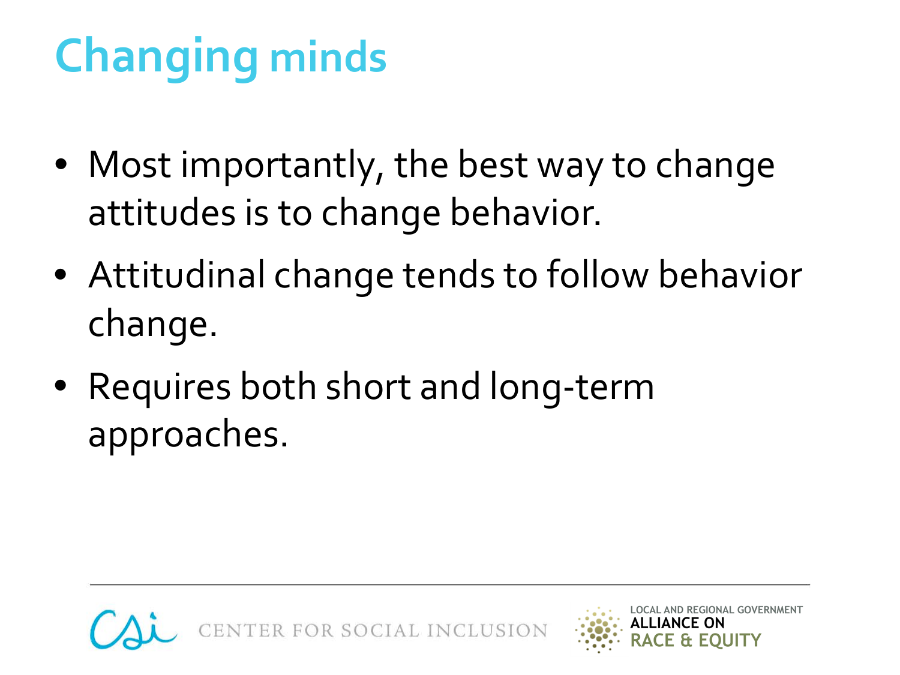# Changing minds

- Most importantly, the best way to change attitudes is to change behavior.
- Attitudinal change tends to follow behavior change.
- Requires both short and long-term approaches.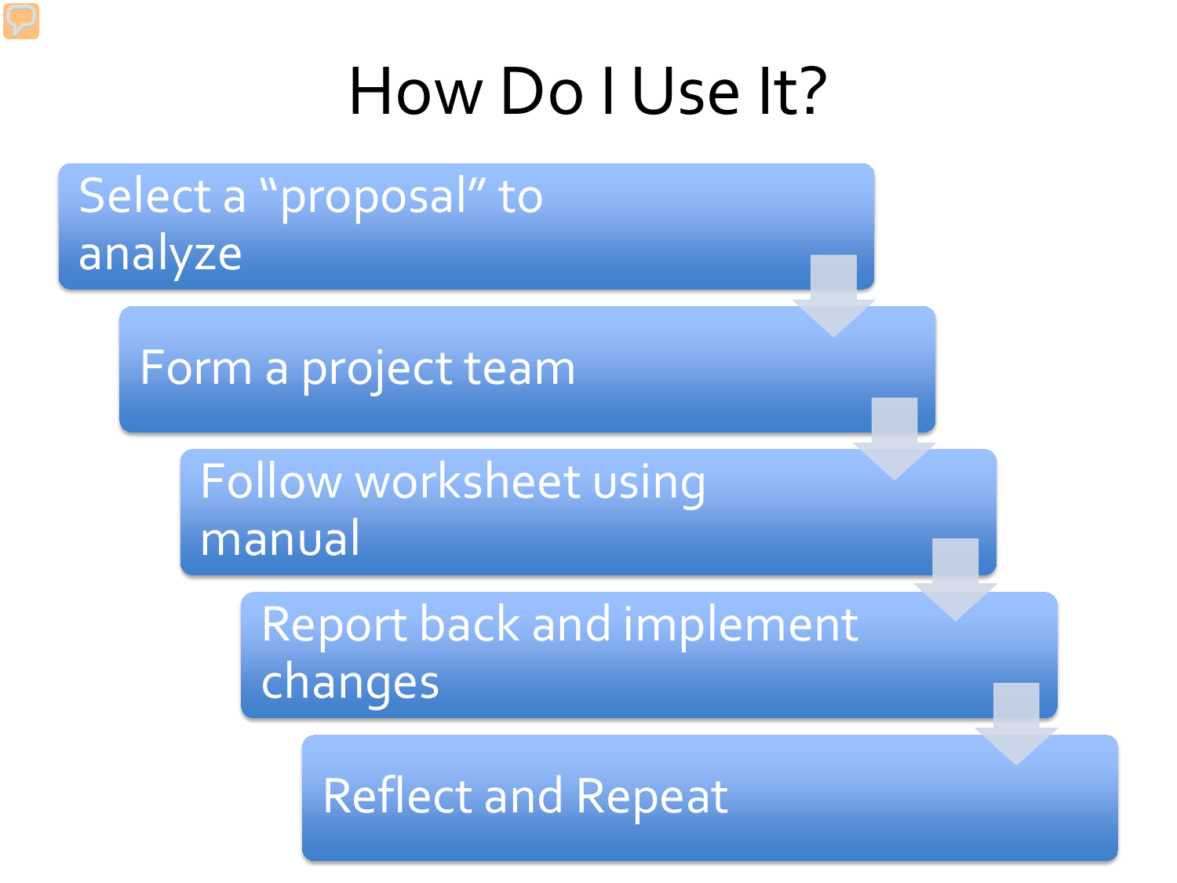# How Do I Use It?

1. Select a "proposal" to analyze
2. Form a project team
3. Follow worksheet using manual
4. Report back and implement changes
5. Reflect and Repeat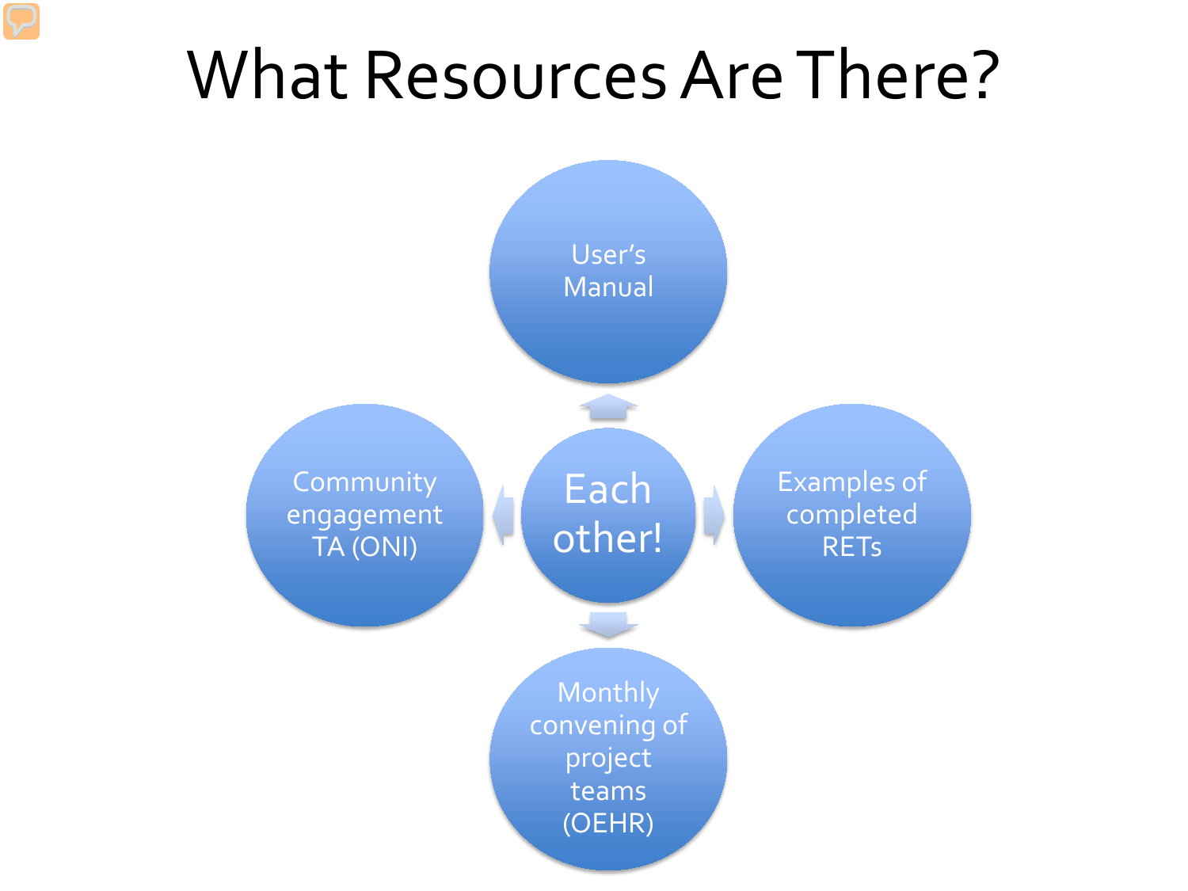# What Resources Are There?

- Each other!
- User's Manual
- Examples of completed RETs
- Monthly convening of project teams (OEHR)
- Community engagement TA (ONI)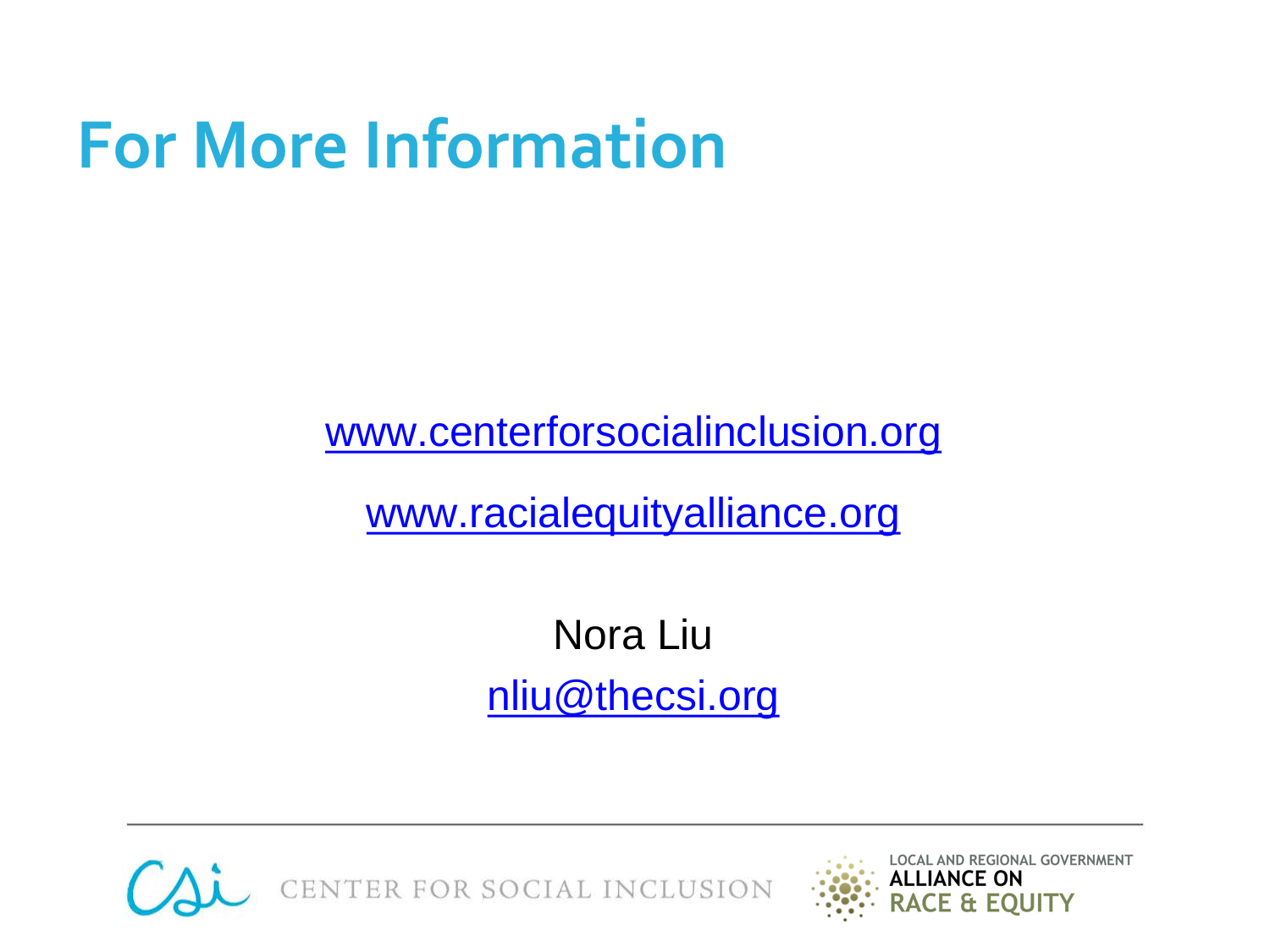# For More Information

www.centerforsocialinclusion.org

www.racialequityalliance.org

Nora Liu

nliu@thecsi.org

CENTER FOR SOCIAL INCLUSION

LOCAL AND REGIONAL GOVERNMENT ALLIANCE ON RACE & EQUITY